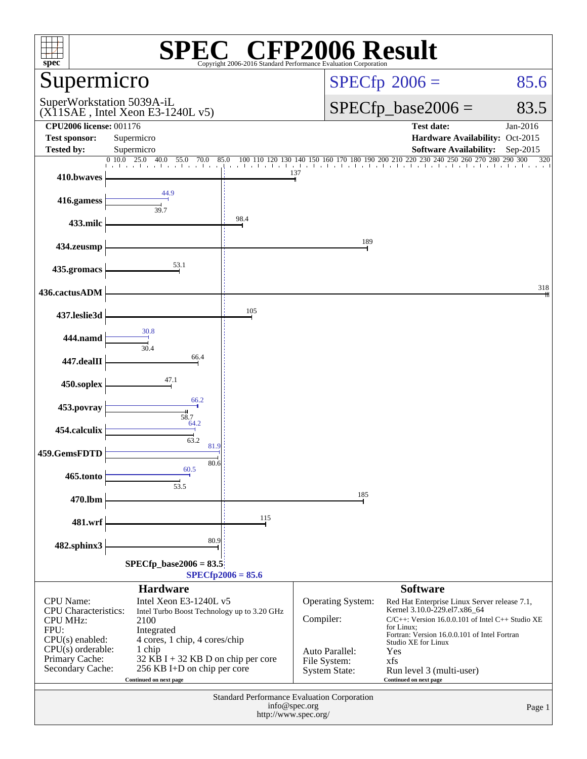# SPEC CFP2006 Result

Copyright 2006-2016 Standard Performance Evaluation Corporation

## Supermicro

SuperWorkstation 5039A-iL
(X11SAE , Intel Xeon E3-1240L v5)

SPECfp 2006 = 85.6

SPECfp_base2006 = 83.5

| | | | |
|---|---|---|---|
| **CPU2006 license:** 001176 | | **Test date:** | Jan-2016 |
| **Test sponsor:** | Supermicro | **Hardware Availability:** | Oct-2015 |
| **Tested by:** | Supermicro | **Software Availability:** | Sep-2015 |

| Benchmark | Base | Peak |
|---|---|---|
| 410.bwaves | 137 | |
| 416.gamess | 39.7 | 44.9 |
| 433.milc | 98.4 | |
| 434.zeusmp | 189 | |
| 435.gromacs | 53.1 | |
| 436.cactusADM | 318 | |
| 437.leslie3d | 105 | |
| 444.namd | 30.4 | 30.8 |
| 447.dealII | 66.4 | |
| 450.soplex | 47.1 | |
| 453.povray | 58.7 | 66.2 |
| 454.calculix | 63.2 | 64.2 |
| 459.GemsFDTD | 80.6 | 81.9 |
| 465.tonto | 53.5 | 60.5 |
| 470.lbm | 185 | |
| 481.wrf | 115 | |
| 482.sphinx3 | 80.9 | |

SPECfp_base2006 = 83.5

SPECfp2006 = 85.6

### Hardware

| | |
|---|---|
| CPU Name: | Intel Xeon E3-1240L v5 |
| CPU Characteristics: | Intel Turbo Boost Technology up to 3.20 GHz |
| CPU MHz: | 2100 |
| FPU: | Integrated |
| CPU(s) enabled: | 4 cores, 1 chip, 4 cores/chip |
| CPU(s) orderable: | 1 chip |
| Primary Cache: | 32 KB I + 32 KB D on chip per core |
| Secondary Cache: | 256 KB I+D on chip per core |

Continued on next page

### Software

| | |
|---|---|
| Operating System: | Red Hat Enterprise Linux Server release 7.1, Kernel 3.10.0-229.el7.x86_64 |
| Compiler: | C/C++: Version 16.0.0.101 of Intel C++ Studio XE for Linux; Fortran: Version 16.0.0.101 of Intel Fortran Studio XE for Linux |
| Auto Parallel: | Yes |
| File System: | xfs |
| System State: | Run level 3 (multi-user) |

Continued on next page

Standard Performance Evaluation Corporation
info@spec.org
http://www.spec.org/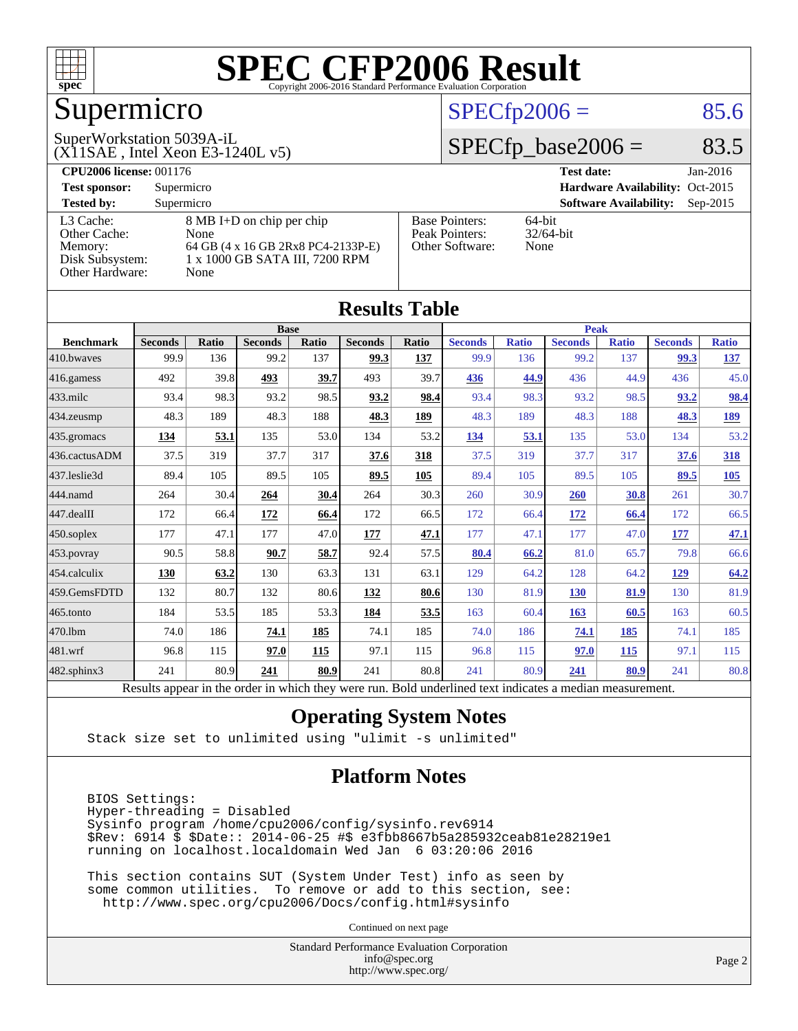# SPEC CFP2006 Result

Copyright 2006-2016 Standard Performance Evaluation Corporation

## Supermicro

SuperWorkstation 5039A-iL
(X11SAE , Intel Xeon E3-1240L v5)

SPECfp2006 = 85.6

SPECfp_base2006 = 83.5

**CPU2006 license:** 001176
**Test sponsor:** Supermicro
**Tested by:** Supermicro

**Test date:** Jan-2016
**Hardware Availability:** Oct-2015
**Software Availability:** Sep-2015

| | |
|---|---|
| L3 Cache: | 8 MB I+D on chip per chip |
| Other Cache: | None |
| Memory: | 64 GB (4 x 16 GB 2Rx8 PC4-2133P-E) |
| Disk Subsystem: | 1 x 1000 GB SATA III, 7200 RPM |
| Other Hardware: | None |

| | |
|---|---|
| Base Pointers: | 64-bit |
| Peak Pointers: | 32/64-bit |
| Other Software: | None |

## Results Table

| | Base | | | | | | Peak | | | | | |
|---|---|---|---|---|---|---|---|---|---|---|---|---|
| **Benchmark** | **Seconds** | **Ratio** | **Seconds** | **Ratio** | **Seconds** | **Ratio** | **Seconds** | **Ratio** | **Seconds** | **Ratio** | **Seconds** | **Ratio** |
| 410.bwaves | 99.9 | 136 | 99.2 | 137 | **99.3** | **137** | 99.9 | 136 | 99.2 | 137 | **99.3** | **137** |
| 416.gamess | 492 | 39.8 | **493** | **39.7** | 493 | 39.7 | **436** | **44.9** | 436 | 44.9 | 436 | 45.0 |
| 433.milc | 93.4 | 98.3 | 93.2 | 98.5 | **93.2** | **98.4** | 93.4 | 98.3 | 93.2 | 98.5 | **93.2** | **98.4** |
| 434.zeusmp | 48.3 | 189 | 48.3 | 188 | **48.3** | **189** | 48.3 | 189 | 48.3 | 188 | **48.3** | **189** |
| 435.gromacs | **134** | **53.1** | 135 | 53.0 | 134 | 53.2 | **134** | **53.1** | 135 | 53.0 | 134 | 53.2 |
| 436.cactusADM | 37.5 | 319 | 37.7 | 317 | **37.6** | **318** | 37.5 | 319 | 37.7 | 317 | **37.6** | **318** |
| 437.leslie3d | 89.4 | 105 | 89.5 | 105 | **89.5** | **105** | 89.4 | 105 | 89.5 | 105 | **89.5** | **105** |
| 444.namd | 264 | 30.4 | **264** | **30.4** | 264 | 30.3 | 260 | 30.9 | **260** | **30.8** | 261 | 30.7 |
| 447.dealII | 172 | 66.4 | **172** | **66.4** | 172 | 66.5 | 172 | 66.4 | **172** | **66.4** | 172 | 66.5 |
| 450.soplex | 177 | 47.1 | 177 | 47.0 | **177** | **47.1** | 177 | 47.1 | 177 | 47.0 | **177** | **47.1** |
| 453.povray | 90.5 | 58.8 | **90.7** | **58.7** | 92.4 | 57.5 | **80.4** | **66.2** | 81.0 | 65.7 | 79.8 | 66.6 |
| 454.calculix | **130** | **63.2** | 130 | 63.3 | 131 | 63.1 | 129 | 64.2 | 128 | 64.2 | **129** | **64.2** |
| 459.GemsFDTD | 132 | 80.7 | 132 | 80.6 | **132** | **80.6** | 130 | 81.9 | **130** | **81.9** | 130 | 81.9 |
| 465.tonto | 184 | 53.5 | 185 | 53.3 | **184** | **53.5** | 163 | 60.4 | **163** | **60.5** | 163 | 60.5 |
| 470.lbm | 74.0 | 186 | **74.1** | **185** | 74.1 | 185 | 74.0 | 186 | **74.1** | **185** | 74.1 | 185 |
| 481.wrf | 96.8 | 115 | **97.0** | **115** | 97.1 | 115 | 96.8 | 115 | **97.0** | **115** | 97.1 | 115 |
| 482.sphinx3 | 241 | 80.9 | **241** | **80.9** | 241 | 80.8 | 241 | 80.9 | **241** | **80.9** | 241 | 80.8 |

Results appear in the order in which they were run. Bold underlined text indicates a median measurement.

## Operating System Notes

```
Stack size set to unlimited using "ulimit -s unlimited"
```

## Platform Notes

```
BIOS Settings:
Hyper-threading = Disabled
Sysinfo program /home/cpu2006/config/sysinfo.rev6914
$Rev: 6914 $ $Date:: 2014-06-25 #$ e3fbb8667b5a285932ceab81e28219e1
running on localhost.localdomain Wed Jan  6 03:20:06 2016

This section contains SUT (System Under Test) info as seen by
some common utilities.  To remove or add to this section, see:
  http://www.spec.org/cpu2006/Docs/config.html#sysinfo
```

Continued on next page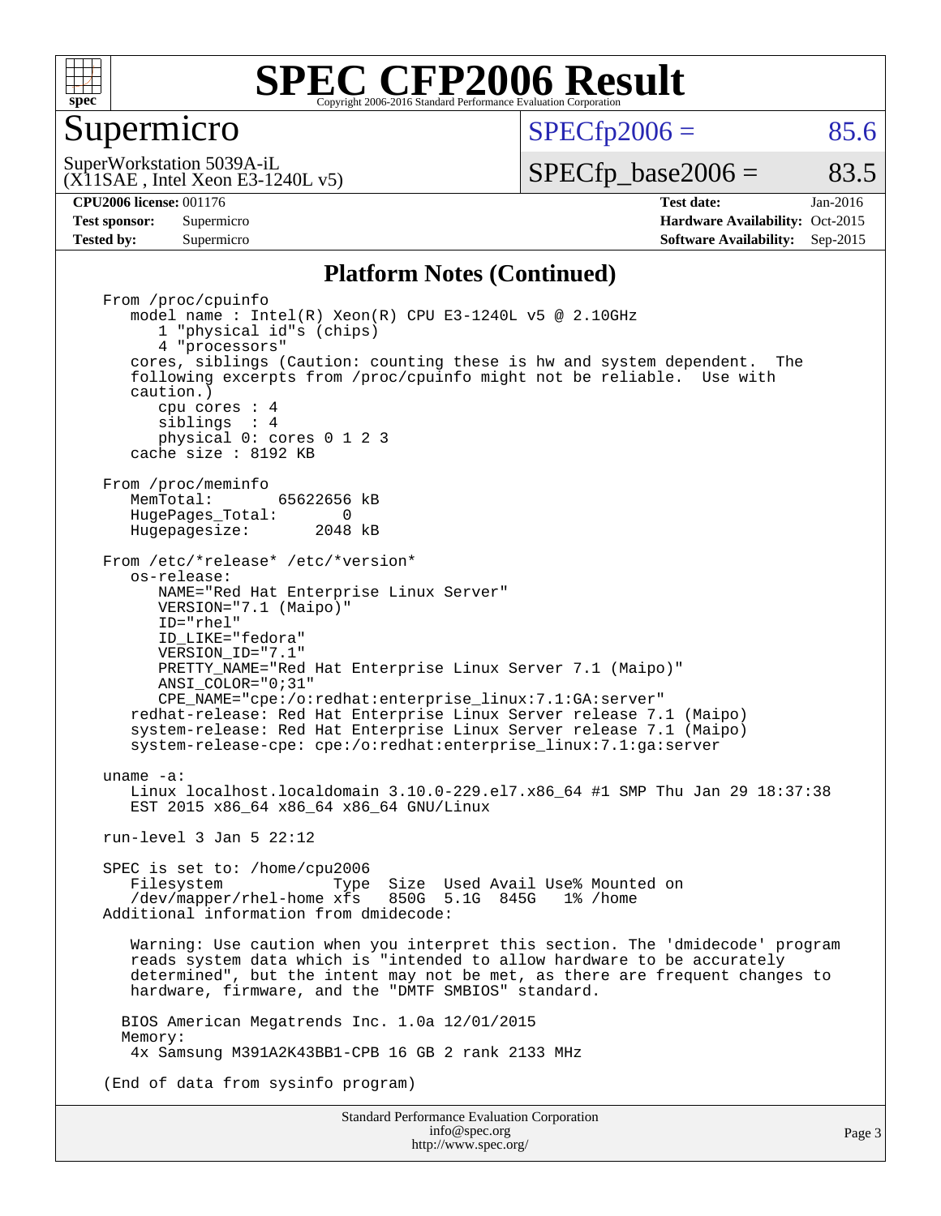# SPEC CFP2006 Result

Copyright 2006-2016 Standard Performance Evaluation Corporation

## Supermicro

SuperWorkstation 5039A-iL
(X11SAE , Intel Xeon E3-1240L v5)

SPECfp2006 = 85.6

SPECfp_base2006 = 83.5

**CPU2006 license:** 001176
**Test sponsor:** Supermicro
**Tested by:** Supermicro

**Test date:** Jan-2016
**Hardware Availability:** Oct-2015
**Software Availability:** Sep-2015

### Platform Notes (Continued)

```
From /proc/cpuinfo
   model name : Intel(R) Xeon(R) CPU E3-1240L v5 @ 2.10GHz
      1 "physical id"s (chips)
      4 "processors"
   cores, siblings (Caution: counting these is hw and system dependent.  The
   following excerpts from /proc/cpuinfo might not be reliable.  Use with
   caution.)
      cpu cores : 4
      siblings  : 4
      physical 0: cores 0 1 2 3
   cache size : 8192 KB

From /proc/meminfo
   MemTotal:       65622656 kB
   HugePages_Total:       0
   Hugepagesize:       2048 kB

From /etc/*release* /etc/*version*
   os-release:
      NAME="Red Hat Enterprise Linux Server"
      VERSION="7.1 (Maipo)"
      ID="rhel"
      ID_LIKE="fedora"
      VERSION_ID="7.1"
      PRETTY_NAME="Red Hat Enterprise Linux Server 7.1 (Maipo)"
      ANSI_COLOR="0;31"
      CPE_NAME="cpe:/o:redhat:enterprise_linux:7.1:GA:server"
   redhat-release: Red Hat Enterprise Linux Server release 7.1 (Maipo)
   system-release: Red Hat Enterprise Linux Server release 7.1 (Maipo)
   system-release-cpe: cpe:/o:redhat:enterprise_linux:7.1:ga:server

uname -a:
   Linux localhost.localdomain 3.10.0-229.el7.x86_64 #1 SMP Thu Jan 29 18:37:38
   EST 2015 x86_64 x86_64 x86_64 GNU/Linux

run-level 3 Jan 5 22:12

SPEC is set to: /home/cpu2006
   Filesystem            Type  Size  Used Avail Use% Mounted on
   /dev/mapper/rhel-home xfs   850G  5.1G  845G   1% /home
Additional information from dmidecode:

   Warning: Use caution when you interpret this section. The 'dmidecode' program
   reads system data which is "intended to allow hardware to be accurately
   determined", but the intent may not be met, as there are frequent changes to
   hardware, firmware, and the "DMTF SMBIOS" standard.

  BIOS American Megatrends Inc. 1.0a 12/01/2015
  Memory:
   4x Samsung M391A2K43BB1-CPB 16 GB 2 rank 2133 MHz

(End of data from sysinfo program)
```

Standard Performance Evaluation Corporation
info@spec.org
http://www.spec.org/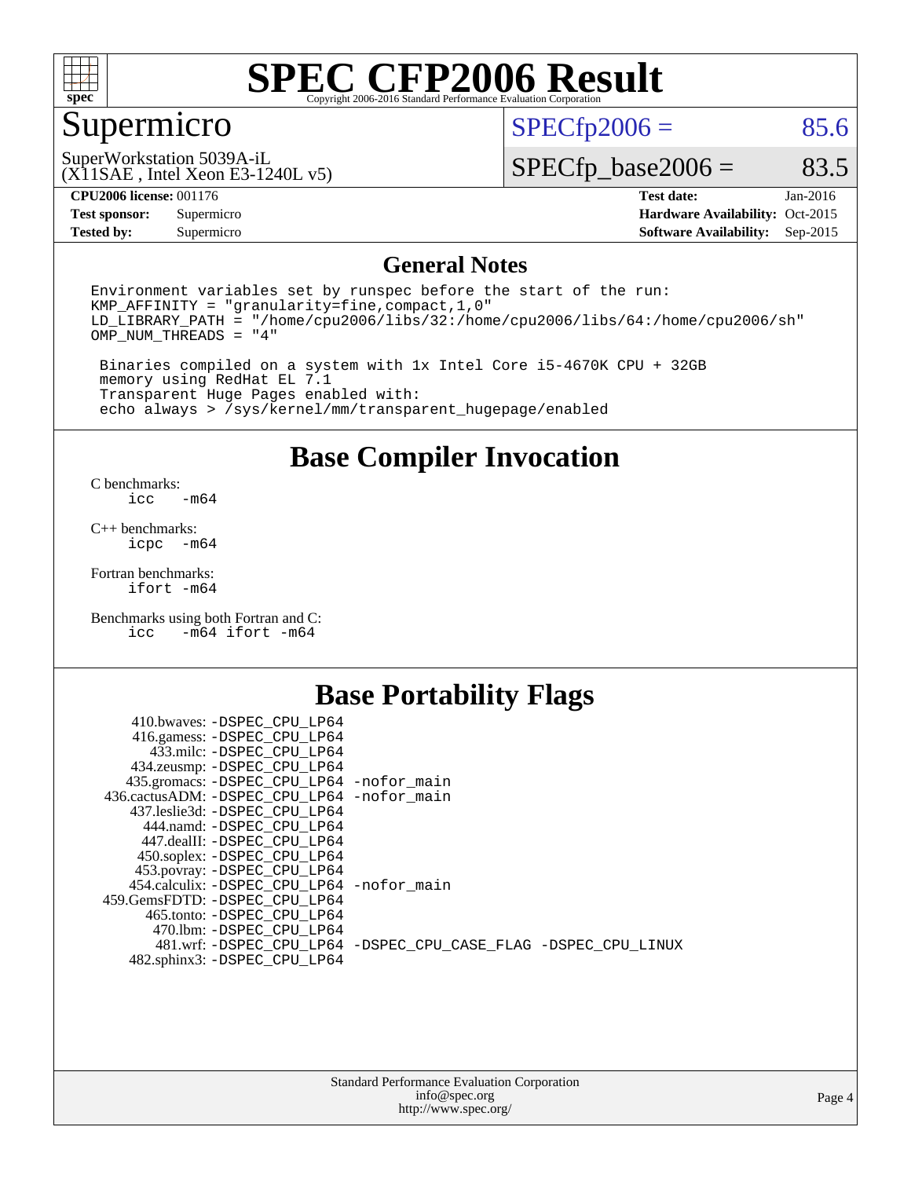# SPEC CFP2006 Result

Copyright 2006-2016 Standard Performance Evaluation Corporation

## Supermicro

SuperWorkstation 5039A-iL
(X11SAE , Intel Xeon E3-1240L v5)

SPECfp2006 = 85.6

SPECfp_base2006 = 83.5

| | | | |
|---|---|---|---|
| **CPU2006 license:** 001176 | | **Test date:** | Jan-2016 |
| **Test sponsor:** | Supermicro | **Hardware Availability:** | Oct-2015 |
| **Tested by:** | Supermicro | **Software Availability:** | Sep-2015 |

## General Notes

```
Environment variables set by runspec before the start of the run:
KMP_AFFINITY = "granularity=fine,compact,1,0"
LD_LIBRARY_PATH = "/home/cpu2006/libs/32:/home/cpu2006/libs/64:/home/cpu2006/sh"
OMP_NUM_THREADS = "4"

 Binaries compiled on a system with 1x Intel Core i5-4670K CPU + 32GB
 memory using RedHat EL 7.1
 Transparent Huge Pages enabled with:
 echo always > /sys/kernel/mm/transparent_hugepage/enabled
```

## Base Compiler Invocation

C benchmarks:
```
icc   -m64
```

C++ benchmarks:
```
icpc  -m64
```

Fortran benchmarks:
```
ifort -m64
```

Benchmarks using both Fortran and C:
```
icc   -m64 ifort -m64
```

## Base Portability Flags

```
     410.bwaves: -DSPEC_CPU_LP64
     416.gamess: -DSPEC_CPU_LP64
       433.milc: -DSPEC_CPU_LP64
    434.zeusmp: -DSPEC_CPU_LP64
    435.gromacs: -DSPEC_CPU_LP64 -nofor_main
 436.cactusADM: -DSPEC_CPU_LP64 -nofor_main
   437.leslie3d: -DSPEC_CPU_LP64
      444.namd: -DSPEC_CPU_LP64
     447.dealII: -DSPEC_CPU_LP64
    450.soplex: -DSPEC_CPU_LP64
    453.povray: -DSPEC_CPU_LP64
   454.calculix: -DSPEC_CPU_LP64 -nofor_main
 459.GemsFDTD: -DSPEC_CPU_LP64
      465.tonto: -DSPEC_CPU_LP64
        470.lbm: -DSPEC_CPU_LP64
        481.wrf: -DSPEC_CPU_LP64 -DSPEC_CPU_CASE_FLAG -DSPEC_CPU_LINUX
    482.sphinx3: -DSPEC_CPU_LP64
```

Standard Performance Evaluation Corporation
info@spec.org
http://www.spec.org/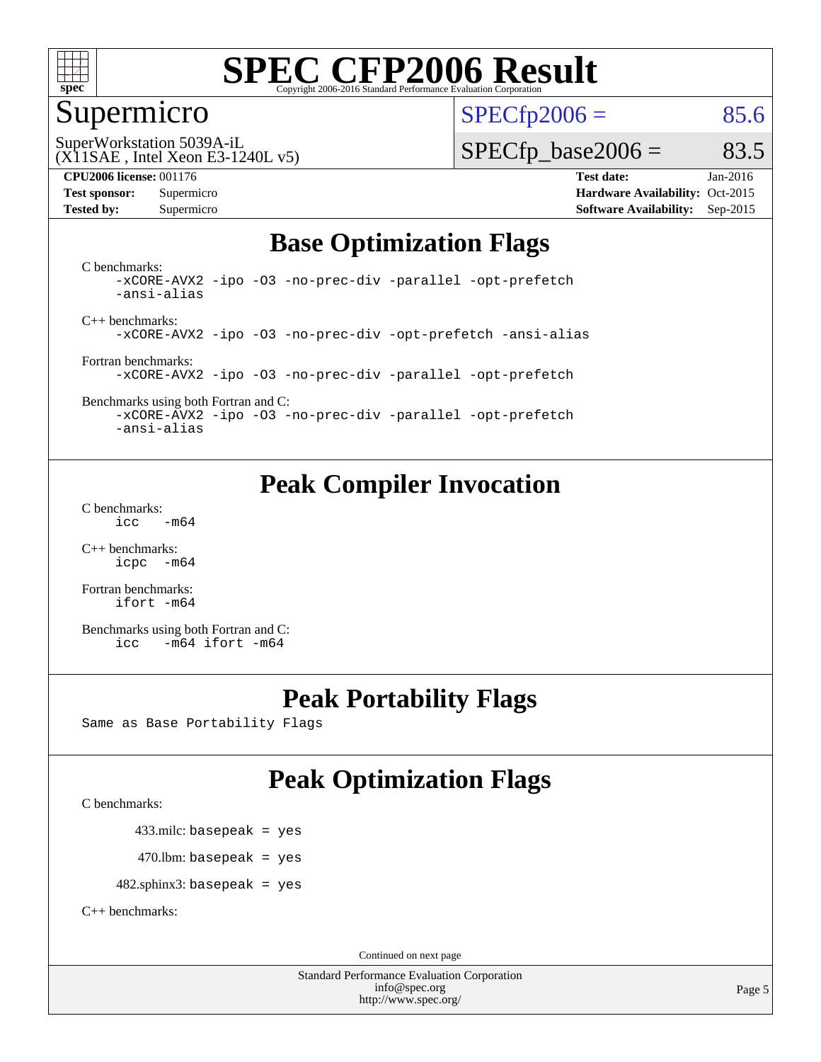# SPEC CFP2006 Result

Copyright 2006-2016 Standard Performance Evaluation Corporation

## Supermicro

SuperWorkstation 5039A-iL
(X11SAE , Intel Xeon E3-1240L v5)

SPECfp2006 = 85.6

SPECfp_base2006 = 83.5

**CPU2006 license:** 001176
**Test sponsor:** Supermicro
**Tested by:** Supermicro

**Test date:** Jan-2016
**Hardware Availability:** Oct-2015
**Software Availability:** Sep-2015

## Base Optimization Flags

C benchmarks:

```
-xCORE-AVX2 -ipo -O3 -no-prec-div -parallel -opt-prefetch
-ansi-alias
```

C++ benchmarks:

```
-xCORE-AVX2 -ipo -O3 -no-prec-div -opt-prefetch -ansi-alias
```

Fortran benchmarks:

```
-xCORE-AVX2 -ipo -O3 -no-prec-div -parallel -opt-prefetch
```

Benchmarks using both Fortran and C:

```
-xCORE-AVX2 -ipo -O3 -no-prec-div -parallel -opt-prefetch
-ansi-alias
```

## Peak Compiler Invocation

C benchmarks:

```
icc   -m64
```

C++ benchmarks:

```
icpc  -m64
```

Fortran benchmarks:

```
ifort -m64
```

Benchmarks using both Fortran and C:

```
icc   -m64 ifort -m64
```

## Peak Portability Flags

Same as Base Portability Flags

## Peak Optimization Flags

C benchmarks:

433.milc: basepeak = yes

470.lbm: basepeak = yes

482.sphinx3: basepeak = yes

C++ benchmarks:

Continued on next page

Standard Performance Evaluation Corporation
info@spec.org
http://www.spec.org/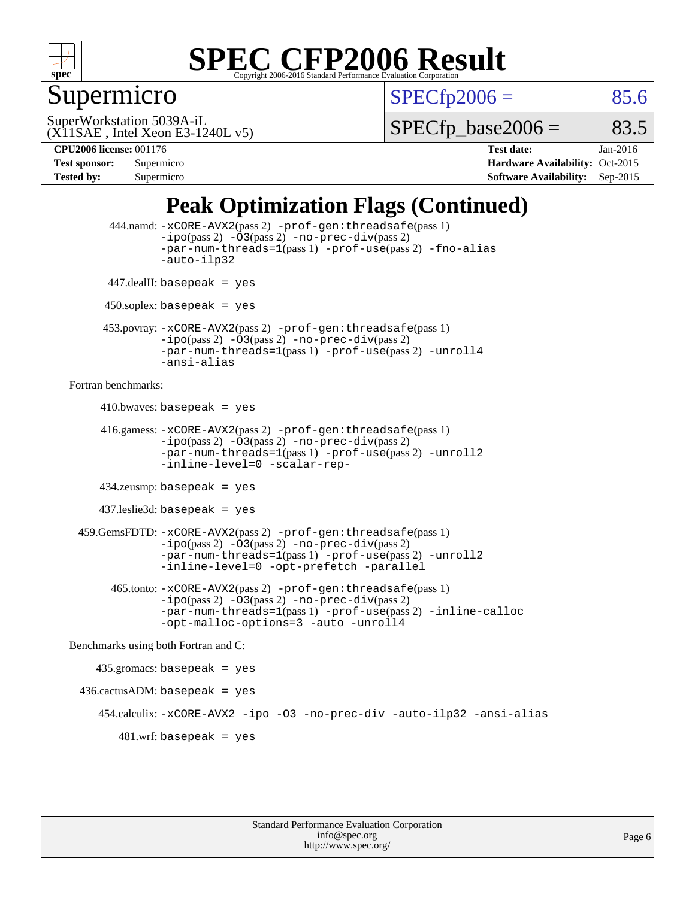# SPEC CFP2006 Result

Copyright 2006-2016 Standard Performance Evaluation Corporation

**Supermicro**

SuperWorkstation 5039A-iL
(X11SAE , Intel Xeon E3-1240L v5)

SPECfp2006 = 85.6

SPECfp_base2006 = 83.5

| | | | |
|---|---|---|---|
| **CPU2006 license:** 001176 | | **Test date:** | Jan-2016 |
| **Test sponsor:** | Supermicro | **Hardware Availability:** | Oct-2015 |
| **Tested by:** | Supermicro | **Software Availability:** | Sep-2015 |

## Peak Optimization Flags (Continued)

444.namd: -xCORE-AVX2(pass 2) -prof-gen:threadsafe(pass 1) -ipo(pass 2) -O3(pass 2) -no-prec-div(pass 2) -par-num-threads=1(pass 1) -prof-use(pass 2) -fno-alias -auto-ilp32

447.dealII: basepeak = yes

450.soplex: basepeak = yes

453.povray: -xCORE-AVX2(pass 2) -prof-gen:threadsafe(pass 1) -ipo(pass 2) -O3(pass 2) -no-prec-div(pass 2) -par-num-threads=1(pass 1) -prof-use(pass 2) -unroll4 -ansi-alias

Fortran benchmarks:

410.bwaves: basepeak = yes

416.gamess: -xCORE-AVX2(pass 2) -prof-gen:threadsafe(pass 1) -ipo(pass 2) -O3(pass 2) -no-prec-div(pass 2) -par-num-threads=1(pass 1) -prof-use(pass 2) -unroll2 -inline-level=0 -scalar-rep-

434.zeusmp: basepeak = yes

437.leslie3d: basepeak = yes

459.GemsFDTD: -xCORE-AVX2(pass 2) -prof-gen:threadsafe(pass 1) -ipo(pass 2) -O3(pass 2) -no-prec-div(pass 2) -par-num-threads=1(pass 1) -prof-use(pass 2) -unroll2 -inline-level=0 -opt-prefetch -parallel

465.tonto: -xCORE-AVX2(pass 2) -prof-gen:threadsafe(pass 1) -ipo(pass 2) -O3(pass 2) -no-prec-div(pass 2) -par-num-threads=1(pass 1) -prof-use(pass 2) -inline-calloc -opt-malloc-options=3 -auto -unroll4

Benchmarks using both Fortran and C:

435.gromacs: basepeak = yes

436.cactusADM: basepeak = yes

454.calculix: -xCORE-AVX2 -ipo -O3 -no-prec-div -auto-ilp32 -ansi-alias

481.wrf: basepeak = yes

Standard Performance Evaluation Corporation
info@spec.org
http://www.spec.org/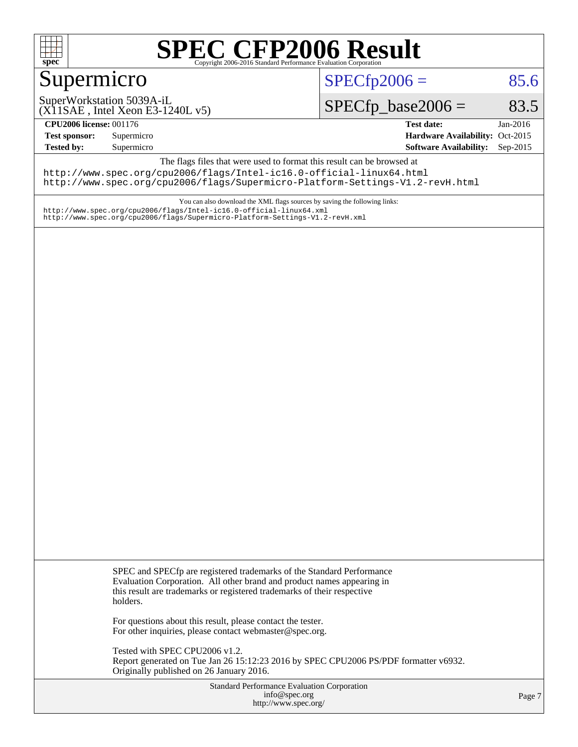# SPEC CFP2006 Result

Copyright 2006-2016 Standard Performance Evaluation Corporation

## Supermicro

SuperWorkstation 5039A-iL
(X11SAE , Intel Xeon E3-1240L v5)

SPECfp2006 = 85.6

SPECfp_base2006 = 83.5

| | | | |
|---|---|---|---|
| **CPU2006 license:** 001176 | | **Test date:** | Jan-2016 |
| **Test sponsor:** | Supermicro | **Hardware Availability:** | Oct-2015 |
| **Tested by:** | Supermicro | **Software Availability:** | Sep-2015 |

The flags files that were used to format this result can be browsed at

```
http://www.spec.org/cpu2006/flags/Intel-ic16.0-official-linux64.html
http://www.spec.org/cpu2006/flags/Supermicro-Platform-Settings-V1.2-revH.html
```

You can also download the XML flags sources by saving the following links:

```
http://www.spec.org/cpu2006/flags/Intel-ic16.0-official-linux64.xml
http://www.spec.org/cpu2006/flags/Supermicro-Platform-Settings-V1.2-revH.xml
```

SPEC and SPECfp are registered trademarks of the Standard Performance Evaluation Corporation. All other brand and product names appearing in this result are trademarks or registered trademarks of their respective holders.

For questions about this result, please contact the tester.
For other inquiries, please contact webmaster@spec.org.

Tested with SPEC CPU2006 v1.2.
Report generated on Tue Jan 26 15:12:23 2016 by SPEC CPU2006 PS/PDF formatter v6932.
Originally published on 26 January 2016.

Standard Performance Evaluation Corporation
info@spec.org
http://www.spec.org/